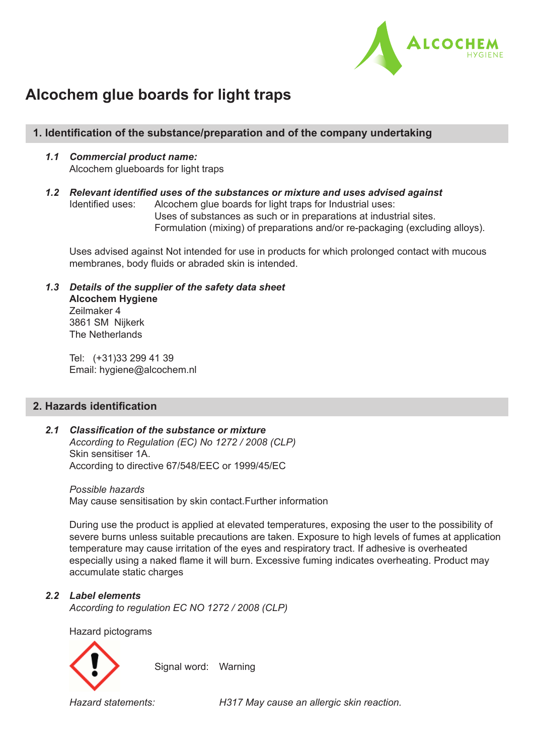# Alcochem glue boards for light traps

## 1. Identification of the substance/preparation and of the company undertaking

***1.1 Commercial product name:***

Alcochem glueboards for light traps

***1.2 Relevant identified uses of the substances or mixture and uses advised against***

Identified uses: Alcochem glue boards for light traps for Industrial uses:
Uses of substances as such or in preparations at industrial sites.
Formulation (mixing) of preparations and/or re-packaging (excluding alloys).

Uses advised against Not intended for use in products for which prolonged contact with mucous membranes, body fluids or abraded skin is intended.

***1.3 Details of the supplier of the safety data sheet***

**Alcochem Hygiene**
Zeilmaker 4
3861 SM Nijkerk
The Netherlands

Tel: (+31)33 299 41 39
Email: hygiene@alcochem.nl

## 2. Hazards identification

***2.1 Classification of the substance or mixture***

*According to Regulation (EC) No 1272 / 2008 (CLP)*
Skin sensitiser 1A.
According to directive 67/548/EEC or 1999/45/EC

*Possible hazards*
May cause sensitisation by skin contact.Further information

During use the product is applied at elevated temperatures, exposing the user to the possibility of severe burns unless suitable precautions are taken. Exposure to high levels of fumes at application temperature may cause irritation of the eyes and respiratory tract. If adhesive is overheated especially using a naked flame it will burn. Excessive fuming indicates overheating. Product may accumulate static charges

***2.2 Label elements***

*According to regulation EC NO 1272 / 2008 (CLP)*

Hazard pictograms

Signal word: Warning

*Hazard statements:* *H317 May cause an allergic skin reaction.*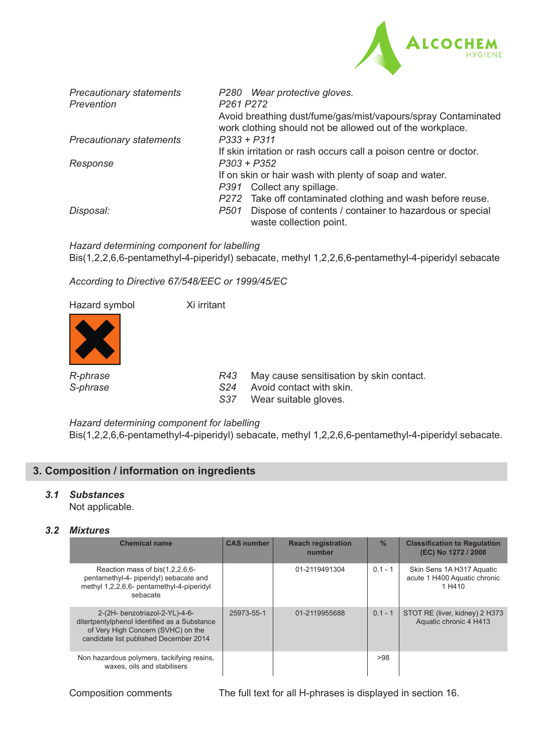| | |
|---|---|
| *Precautionary statements Prevention* | *P280* *Wear protective gloves.* |
| | *P261 P272* |
| | Avoid breathing dust/fume/gas/mist/vapours/spray Contaminated work clothing should not be allowed out of the workplace. |
| *Precautionary statements* | *P333 + P311* |
| | If skin irritation or rash occurs call a poison centre or doctor. |
| *Response* | *P303 + P352* |
| | If on skin or hair wash with plenty of soap and water. |
| | *P391* Collect any spillage. |
| | *P272* Take off contaminated clothing and wash before reuse. |
| *Disposal:* | *P501* Dispose of contents / container to hazardous or special waste collection point. |

*Hazard determining component for labelling*
Bis(1,2,2,6,6-pentamethyl-4-piperidyl) sebacate, methyl 1,2,2,6,6-pentamethyl-4-piperidyl sebacate

*According to Directive 67/548/EEC or 1999/45/EC*

Hazard symbol Xi irritant

| | |
|---|---|
| *R-phrase* | *R43* May cause sensitisation by skin contact. |
| *S-phrase* | *S24* Avoid contact with skin. |
| | *S37* Wear suitable gloves. |

*Hazard determining component for labelling*
Bis(1,2,2,6,6-pentamethyl-4-piperidyl) sebacate, methyl 1,2,2,6,6-pentamethyl-4-piperidyl sebacate.

## 3. Composition / information on ingredients

### *3.1 Substances*

Not applicable.

### *3.2 Mixtures*

| Chemical name | CAS number | Reach registration number | % | Classification to Regulation (EC) No 1272 / 2008 |
|---|---|---|---|---|
| Reaction mass of bis(1,2,2,6,6-pentamethyl-4- piperidyl) sebacate and methyl 1,2,2,6,6- pentamethyl-4-piperidyl sebacate | | 01-2119491304 | 0.1 - 1 | Skin Sens 1A H317 Aquatic acute 1 H400 Aquatic chronic 1 H410 |
| 2-(2H- benzotriazol-2-YL)-4-6-ditertpentylphenol Identified as a Substance of Very High Concern (SVHC) on the candidate list published December 2014 | 25973-55-1 | 01-2119955688 | 0.1 - 1 | STOT RE (liver, kidney) 2 H373 Aquatic chronic 4 H413 |
| Non hazardous polymers, tackifying resins, waxes, oils and stabilisers | | | >98 | |

Composition comments The full text for all H-phrases is displayed in section 16.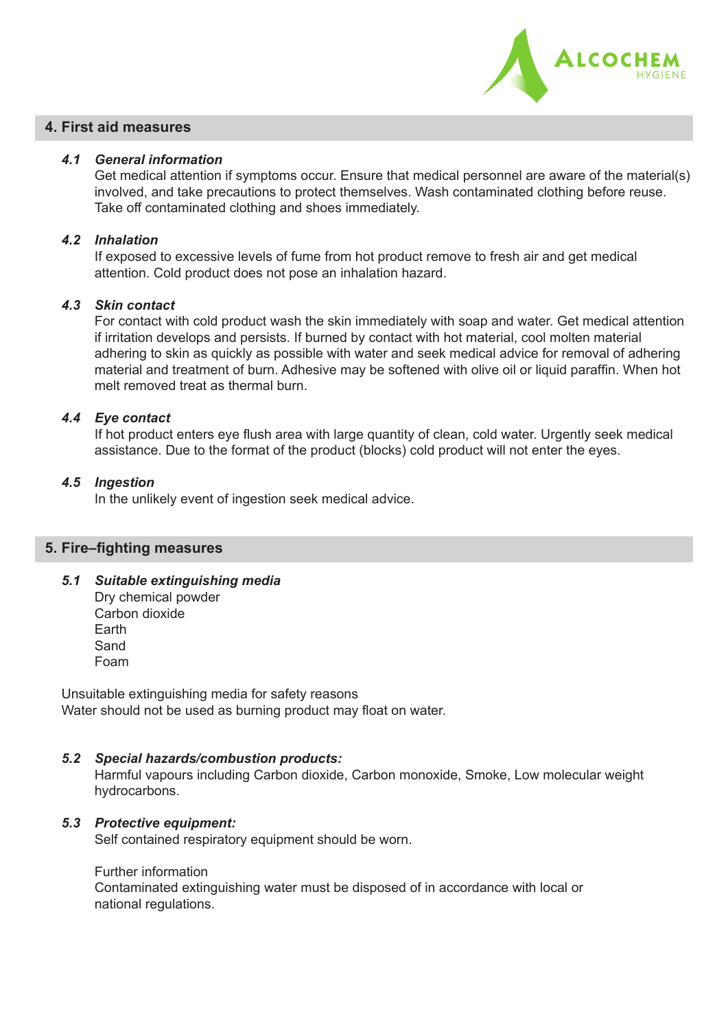## 4. First aid measures

### *4.1 General information*

Get medical attention if symptoms occur. Ensure that medical personnel are aware of the material(s) involved, and take precautions to protect themselves. Wash contaminated clothing before reuse. Take off contaminated clothing and shoes immediately.

### *4.2 Inhalation*

If exposed to excessive levels of fume from hot product remove to fresh air and get medical attention. Cold product does not pose an inhalation hazard.

### *4.3 Skin contact*

For contact with cold product wash the skin immediately with soap and water. Get medical attention if irritation develops and persists. If burned by contact with hot material, cool molten material adhering to skin as quickly as possible with water and seek medical advice for removal of adhering material and treatment of burn. Adhesive may be softened with olive oil or liquid paraffin. When hot melt removed treat as thermal burn.

### *4.4 Eye contact*

If hot product enters eye flush area with large quantity of clean, cold water. Urgently seek medical assistance. Due to the format of the product (blocks) cold product will not enter the eyes.

### *4.5 Ingestion*

In the unlikely event of ingestion seek medical advice.

## 5. Fire–fighting measures

### *5.1 Suitable extinguishing media*

Dry chemical powder
Carbon dioxide
Earth
Sand
Foam

Unsuitable extinguishing media for safety reasons
Water should not be used as burning product may float on water.

### *5.2 Special hazards/combustion products:*

Harmful vapours including Carbon dioxide, Carbon monoxide, Smoke, Low molecular weight hydrocarbons.

### *5.3 Protective equipment:*

Self contained respiratory equipment should be worn.

Further information
Contaminated extinguishing water must be disposed of in accordance with local or national regulations.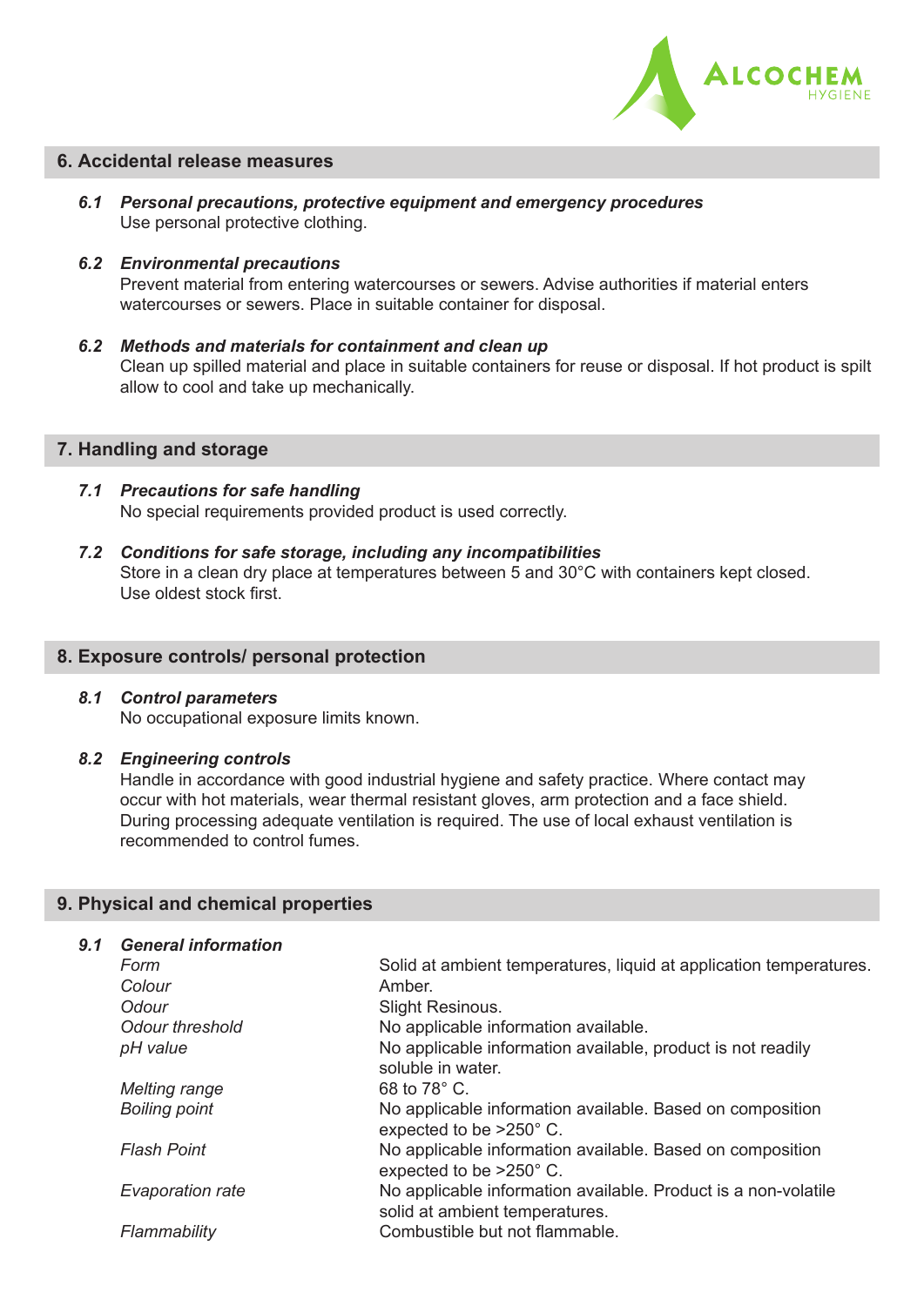## 6. Accidental release measures

### *6.1 Personal precautions, protective equipment and emergency procedures*

Use personal protective clothing.

### *6.2 Environmental precautions*

Prevent material from entering watercourses or sewers. Advise authorities if material enters watercourses or sewers. Place in suitable container for disposal.

### *6.2 Methods and materials for containment and clean up*

Clean up spilled material and place in suitable containers for reuse or disposal. If hot product is spilt allow to cool and take up mechanically.

## 7. Handling and storage

### *7.1 Precautions for safe handling*

No special requirements provided product is used correctly.

### *7.2 Conditions for safe storage, including any incompatibilities*

Store in a clean dry place at temperatures between 5 and 30°C with containers kept closed. Use oldest stock first.

## 8. Exposure controls/ personal protection

### *8.1 Control parameters*

No occupational exposure limits known.

### *8.2 Engineering controls*

Handle in accordance with good industrial hygiene and safety practice. Where contact may occur with hot materials, wear thermal resistant gloves, arm protection and a face shield. During processing adequate ventilation is required. The use of local exhaust ventilation is recommended to control fumes.

## 9. Physical and chemical properties

### *9.1 General information*

| | |
|---|---|
| *Form* | Solid at ambient temperatures, liquid at application temperatures. |
| *Colour* | Amber. |
| *Odour* | Slight Resinous. |
| *Odour threshold* | No applicable information available. |
| *pH value* | No applicable information available, product is not readily soluble in water. |
| *Melting range* | 68 to 78° C. |
| *Boiling point* | No applicable information available. Based on composition expected to be >250° C. |
| *Flash Point* | No applicable information available. Based on composition expected to be >250° C. |
| *Evaporation rate* | No applicable information available. Product is a non-volatile solid at ambient temperatures. |
| *Flammability* | Combustible but not flammable. |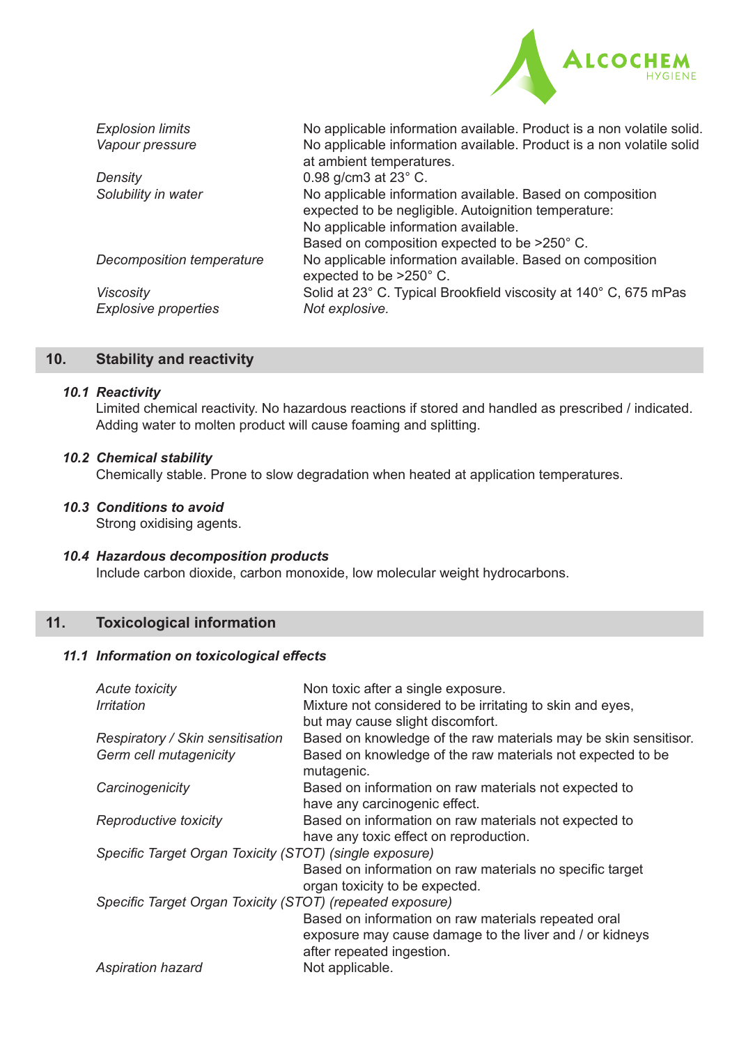| | |
|---|---|
| *Explosion limits* | No applicable information available. Product is a non volatile solid. |
| *Vapour pressure* | No applicable information available. Product is a non volatile solid at ambient temperatures. |
| *Density* | 0.98 g/cm3 at 23° C. |
| *Solubility in water* | No applicable information available. Based on composition expected to be negligible. Autoignition temperature: No applicable information available. Based on composition expected to be >250° C. |
| *Decomposition temperature* | No applicable information available. Based on composition expected to be >250° C. |
| *Viscosity* | Solid at 23° C. Typical Brookfield viscosity at 140° C, 675 mPas |
| *Explosive properties* | *Not explosive.* |

## 10. Stability and reactivity

### *10.1 Reactivity*

Limited chemical reactivity. No hazardous reactions if stored and handled as prescribed / indicated. Adding water to molten product will cause foaming and splitting.

### *10.2 Chemical stability*

Chemically stable. Prone to slow degradation when heated at application temperatures.

### *10.3 Conditions to avoid*

Strong oxidising agents.

### *10.4 Hazardous decomposition products*

Include carbon dioxide, carbon monoxide, low molecular weight hydrocarbons.

## 11. Toxicological information

### *11.1 Information on toxicological effects*

| | |
|---|---|
| *Acute toxicity* | Non toxic after a single exposure. |
| *Irritation* | Mixture not considered to be irritating to skin and eyes, but may cause slight discomfort. |
| *Respiratory / Skin sensitisation* | Based on knowledge of the raw materials may be skin sensitisor. |
| *Germ cell mutagenicity* | Based on knowledge of the raw materials not expected to be mutagenic. |
| *Carcinogenicity* | Based on information on raw materials not expected to have any carcinogenic effect. |
| *Reproductive toxicity* | Based on information on raw materials not expected to have any toxic effect on reproduction. |
| *Specific Target Organ Toxicity (STOT) (single exposure)* | Based on information on raw materials no specific target organ toxicity to be expected. |
| *Specific Target Organ Toxicity (STOT) (repeated exposure)* | Based on information on raw materials repeated oral exposure may cause damage to the liver and / or kidneys after repeated ingestion. |
| *Aspiration hazard* | Not applicable. |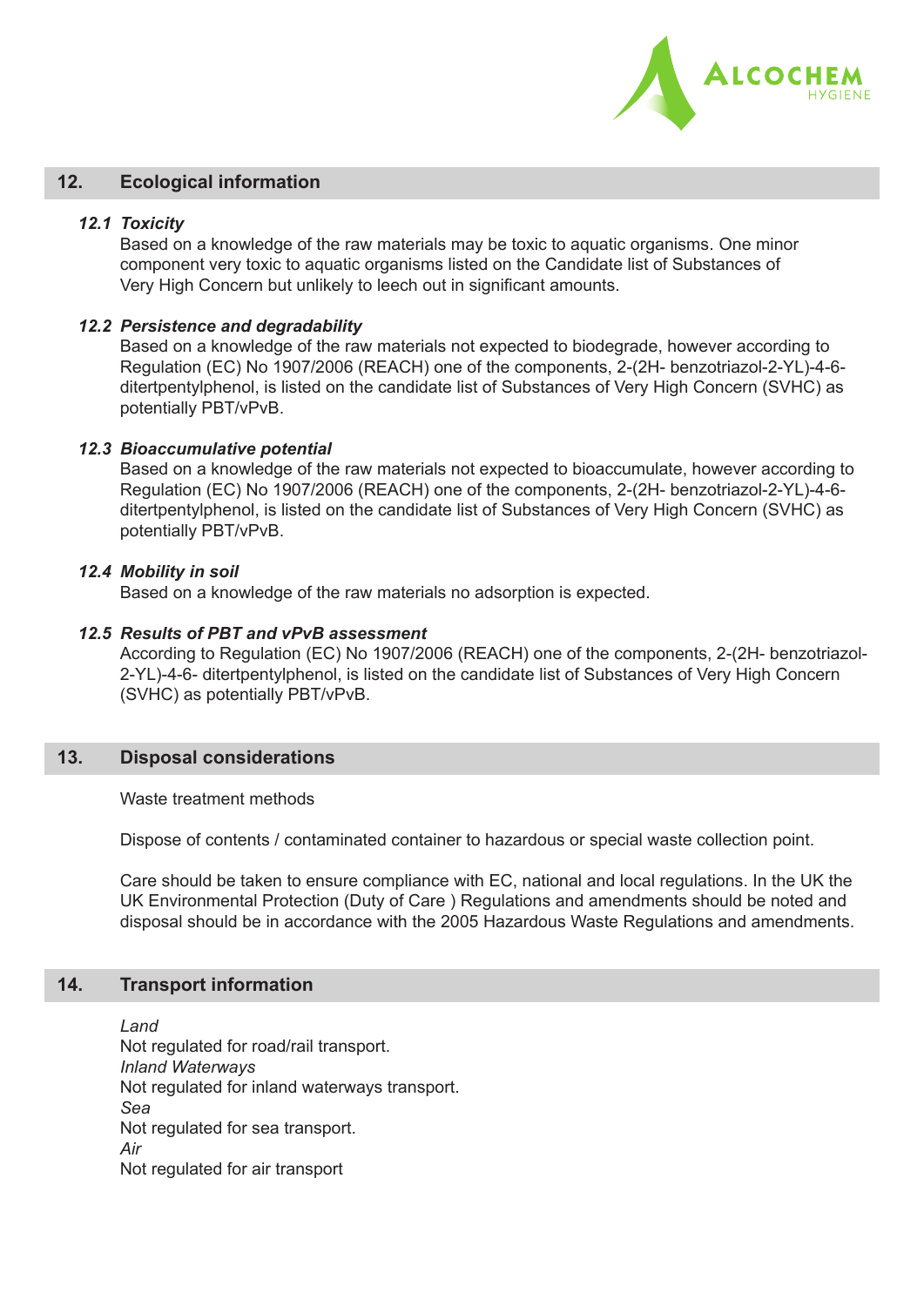## 12. Ecological information

### *12.1 Toxicity*

Based on a knowledge of the raw materials may be toxic to aquatic organisms. One minor component very toxic to aquatic organisms listed on the Candidate list of Substances of Very High Concern but unlikely to leech out in significant amounts.

### *12.2 Persistence and degradability*

Based on a knowledge of the raw materials not expected to biodegrade, however according to Regulation (EC) No 1907/2006 (REACH) one of the components, 2-(2H- benzotriazol-2-YL)-4-6-ditertpentylphenol, is listed on the candidate list of Substances of Very High Concern (SVHC) as potentially PBT/vPvB.

### *12.3 Bioaccumulative potential*

Based on a knowledge of the raw materials not expected to bioaccumulate, however according to Regulation (EC) No 1907/2006 (REACH) one of the components, 2-(2H- benzotriazol-2-YL)-4-6-ditertpentylphenol, is listed on the candidate list of Substances of Very High Concern (SVHC) as potentially PBT/vPvB.

### *12.4 Mobility in soil*

Based on a knowledge of the raw materials no adsorption is expected.

### *12.5 Results of PBT and vPvB assessment*

According to Regulation (EC) No 1907/2006 (REACH) one of the components, 2-(2H- benzotriazol-2-YL)-4-6- ditertpentylphenol, is listed on the candidate list of Substances of Very High Concern (SVHC) as potentially PBT/vPvB.

## 13. Disposal considerations

Waste treatment methods

Dispose of contents / contaminated container to hazardous or special waste collection point.

Care should be taken to ensure compliance with EC, national and local regulations. In the UK the UK Environmental Protection (Duty of Care ) Regulations and amendments should be noted and disposal should be in accordance with the 2005 Hazardous Waste Regulations and amendments.

## 14. Transport information

*Land*
Not regulated for road/rail transport.
*Inland Waterways*
Not regulated for inland waterways transport.
*Sea*
Not regulated for sea transport.
*Air*
Not regulated for air transport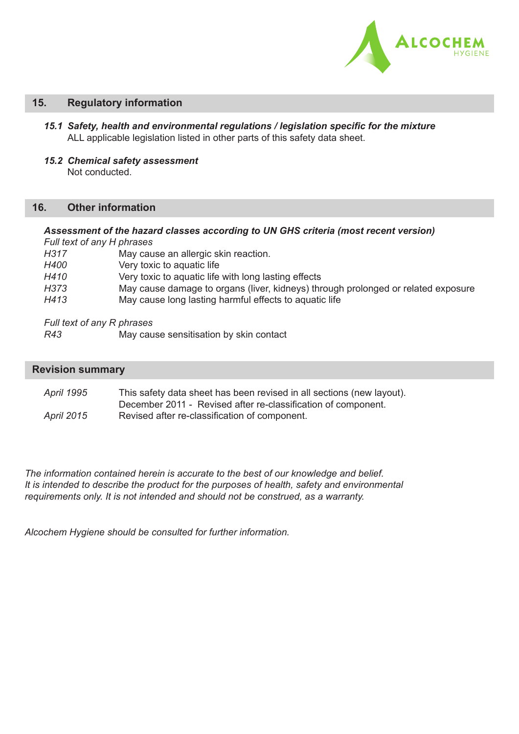## 15. Regulatory information

***15.1 Safety, health and environmental regulations / legislation specific for the mixture***

ALL applicable legislation listed in other parts of this safety data sheet.

***15.2 Chemical safety assessment***

Not conducted.

## 16. Other information

***Assessment of the hazard classes according to UN GHS criteria (most recent version)***

*Full text of any H phrases*

| | |
|---|---|
| *H317* | May cause an allergic skin reaction. |
| *H400* | Very toxic to aquatic life |
| *H410* | Very toxic to aquatic life with long lasting effects |
| *H373* | May cause damage to organs (liver, kidneys) through prolonged or related exposure |
| *H413* | May cause long lasting harmful effects to aquatic life |

*Full text of any R phrases*

| | |
|---|---|
| *R43* | May cause sensitisation by skin contact |

## Revision summary

| | |
|---|---|
| *April 1995* | This safety data sheet has been revised in all sections (new layout). December 2011 - Revised after re-classification of component. |
| *April 2015* | Revised after re-classification of component. |

*The information contained herein is accurate to the best of our knowledge and belief. It is intended to describe the product for the purposes of health, safety and environmental requirements only. It is not intended and should not be construed, as a warranty.*

*Alcochem Hygiene should be consulted for further information.*